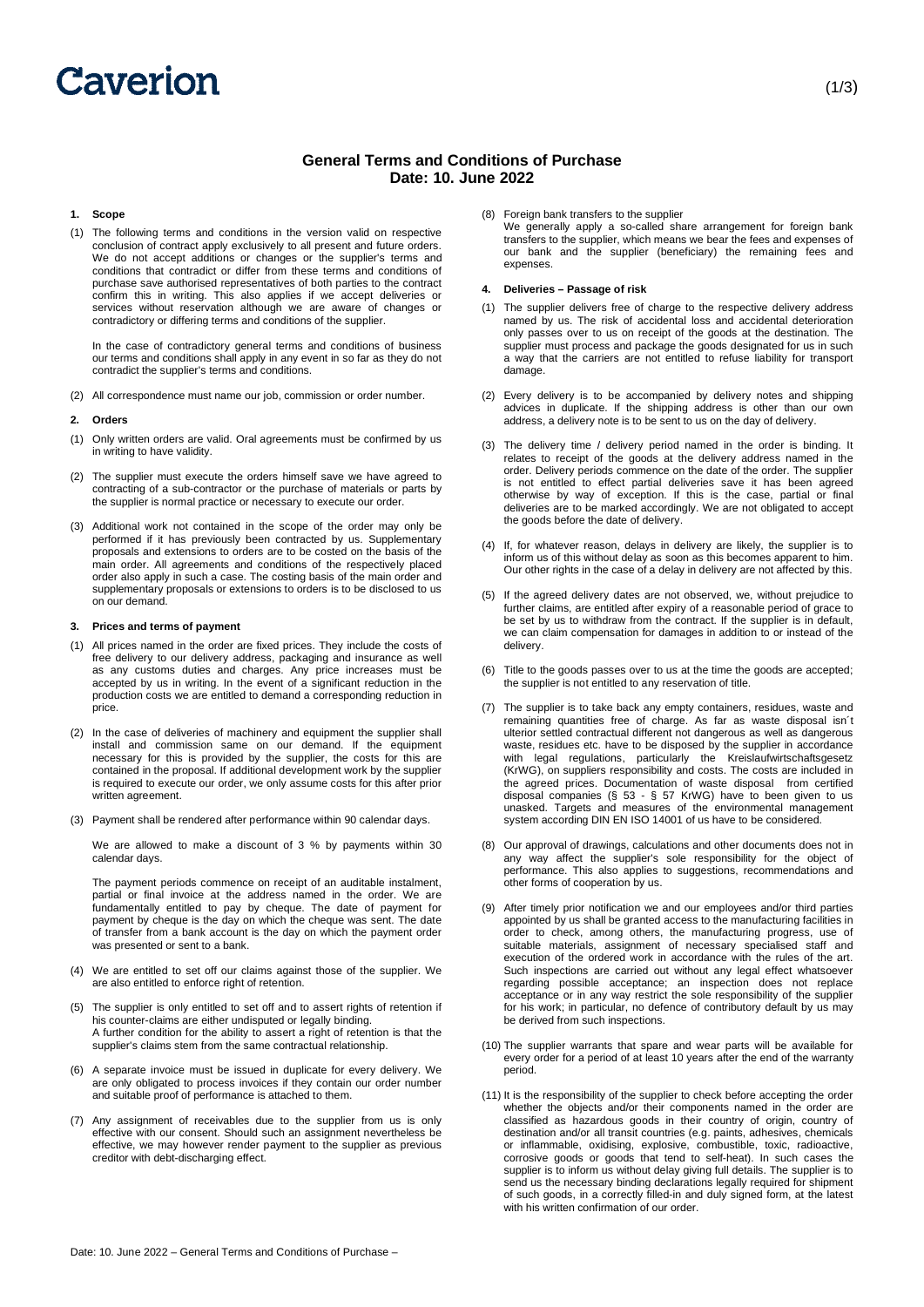# General Terms and Conditions of Purchase
## Date: 10. June 2022

### 1. Scope

(1) The following terms and conditions in the version valid on respective conclusion of contract apply exclusively to all present and future orders. We do not accept additions or changes or the supplier's terms and conditions that contradict or differ from these terms and conditions of purchase save authorised representatives of both parties to the contract confirm this in writing. This also applies if we accept deliveries or services without reservation although we are aware of changes or contradictory or differing terms and conditions of the supplier.

In the case of contradictory general terms and conditions of business our terms and conditions shall apply in any event in so far as they do not contradict the supplier's terms and conditions.

(2) All correspondence must name our job, commission or order number.

### 2. Orders

(1) Only written orders are valid. Oral agreements must be confirmed by us in writing to have validity.

(2) The supplier must execute the orders himself save we have agreed to contracting of a sub-contractor or the purchase of materials or parts by the supplier is normal practice or necessary to execute our order.

(3) Additional work not contained in the scope of the order may only be performed if it has previously been contracted by us. Supplementary proposals and extensions to orders are to be costed on the basis of the main order. All agreements and conditions of the respectively placed order also apply in such a case. The costing basis of the main order and supplementary proposals or extensions to orders is to be disclosed to us on our demand.

### 3. Prices and terms of payment

(1) All prices named in the order are fixed prices. They include the costs of free delivery to our delivery address, packaging and insurance as well as any customs duties and charges. Any price increases must be accepted by us in writing. In the event of a significant reduction in the production costs we are entitled to demand a corresponding reduction in price.

(2) In the case of deliveries of machinery and equipment the supplier shall install and commission same on our demand. If the equipment necessary for this is provided by the supplier, the costs for this are contained in the proposal. If additional development work by the supplier is required to execute our order, we only assume costs for this after prior written agreement.

(3) Payment shall be rendered after performance within 90 calendar days.

We are allowed to make a discount of 3 % by payments within 30 calendar days.

The payment periods commence on receipt of an auditable instalment, partial or final invoice at the address named in the order. We are fundamentally entitled to pay by cheque. The date of payment for payment by cheque is the day on which the cheque was sent. The date of transfer from a bank account is the day on which the payment order was presented or sent to a bank.

(4) We are entitled to set off our claims against those of the supplier. We are also entitled to enforce right of retention.

(5) The supplier is only entitled to set off and to assert rights of retention if his counter-claims are either undisputed or legally binding.
A further condition for the ability to assert a right of retention is that the supplier's claims stem from the same contractual relationship.

(6) A separate invoice must be issued in duplicate for every delivery. We are only obligated to process invoices if they contain our order number and suitable proof of performance is attached to them.

(7) Any assignment of receivables due to the supplier from us is only effective with our consent. Should such an assignment nevertheless be effective, we may however render payment to the supplier as previous creditor with debt-discharging effect.

(8) Foreign bank transfers to the supplier
We generally apply a so-called share arrangement for foreign bank transfers to the supplier, which means we bear the fees and expenses of our bank and the supplier (beneficiary) the remaining fees and expenses.

### 4. Deliveries – Passage of risk

(1) The supplier delivers free of charge to the respective delivery address named by us. The risk of accidental loss and accidental deterioration only passes over to us on receipt of the goods at the destination. The supplier must process and package the goods designated for us in such a way that the carriers are not entitled to refuse liability for transport damage.

(2) Every delivery is to be accompanied by delivery notes and shipping advices in duplicate. If the shipping address is other than our own address, a delivery note is to be sent to us on the day of delivery.

(3) The delivery time / delivery period named in the order is binding. It relates to receipt of the goods at the delivery address named in the order. Delivery periods commence on the date of the order. The supplier is not entitled to effect partial deliveries save it has been agreed otherwise by way of exception. If this is the case, partial or final deliveries are to be marked accordingly. We are not obligated to accept the goods before the date of delivery.

(4) If, for whatever reason, delays in delivery are likely, the supplier is to inform us of this without delay as soon as this becomes apparent to him. Our other rights in the case of a delay in delivery are not affected by this.

(5) If the agreed delivery dates are not observed, we, without prejudice to further claims, are entitled after expiry of a reasonable period of grace to be set by us to withdraw from the contract. If the supplier is in default, we can claim compensation for damages in addition to or instead of the delivery.

(6) Title to the goods passes over to us at the time the goods are accepted; the supplier is not entitled to any reservation of title.

(7) The supplier is to take back any empty containers, residues, waste and remaining quantities free of charge. As far as waste disposal isn´t ulterior settled contractual different not dangerous as well as dangerous waste, residues etc. have to be disposed by the supplier in accordance with legal regulations, particularly the Kreislaufwirtschaftsgesetz (KrWG), on suppliers responsibility and costs. The costs are included in the agreed prices. Documentation of waste disposal from certified disposal companies (§ 53 - § 57 KrWG) have to been given to us unasked. Targets and measures of the environmental management system according DIN EN ISO 14001 of us have to be considered.

(8) Our approval of drawings, calculations and other documents does not in any way affect the supplier's sole responsibility for the object of performance. This also applies to suggestions, recommendations and other forms of cooperation by us.

(9) After timely prior notification we and our employees and/or third parties appointed by us shall be granted access to the manufacturing facilities in order to check, among others, the manufacturing progress, use of suitable materials, assignment of necessary specialised staff and execution of the ordered work in accordance with the rules of the art. Such inspections are carried out without any legal effect whatsoever regarding possible acceptance; an inspection does not replace acceptance or in any way restrict the sole responsibility of the supplier for his work; in particular, no defence of contributory default by us may be derived from such inspections.

(10) The supplier warrants that spare and wear parts will be available for every order for a period of at least 10 years after the end of the warranty period.

(11) It is the responsibility of the supplier to check before accepting the order whether the objects and/or their components named in the order are classified as hazardous goods in their country of origin, country of destination and/or all transit countries (e.g. paints, adhesives, chemicals or inflammable, oxidising, explosive, combustible, toxic, radioactive, corrosive goods or goods that tend to self-heat). In such cases the supplier is to inform us without delay giving full details. The supplier is to send us the necessary binding declarations legally required for shipment of such goods, in a correctly filled-in and duly signed form, at the latest with his written confirmation of our order.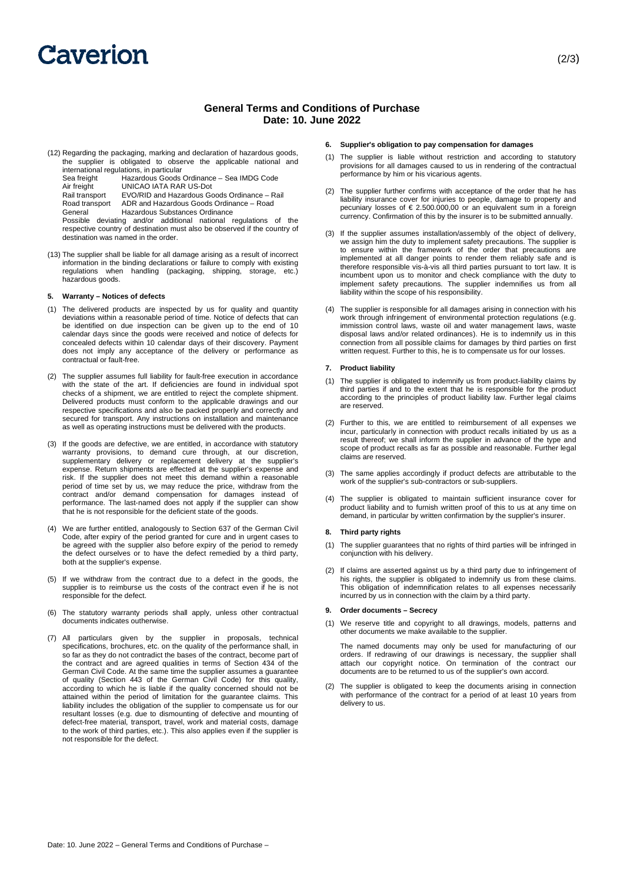## General Terms and Conditions of Purchase
## Date: 10. June 2022

(12) Regarding the packaging, marking and declaration of hazardous goods, the supplier is obligated to observe the applicable national and international regulations, in particular

| | |
|---|---|
| Sea freight | Hazardous Goods Ordinance – Sea IMDG Code |
| Air freight | UNICAO IATA RAR US-Dot |
| Rail transport | EVO/RID and Hazardous Goods Ordinance – Rail |
| Road transport | ADR and Hazardous Goods Ordinance – Road |
| General | Hazardous Substances Ordinance |

Possible deviating and/or additional national regulations of the respective country of destination must also be observed if the country of destination was named in the order.

(13) The supplier shall be liable for all damage arising as a result of incorrect information in the binding declarations or failure to comply with existing regulations when handling (packaging, shipping, storage, etc.) hazardous goods.

### 5. Warranty – Notices of defects

(1) The delivered products are inspected by us for quality and quantity deviations within a reasonable period of time. Notice of defects that can be identified on due inspection can be given up to the end of 10 calendar days since the goods were received and notice of defects for concealed defects within 10 calendar days of their discovery. Payment does not imply any acceptance of the delivery or performance as contractual or fault-free.

(2) The supplier assumes full liability for fault-free execution in accordance with the state of the art. If deficiencies are found in individual spot checks of a shipment, we are entitled to reject the complete shipment. Delivered products must conform to the applicable drawings and our respective specifications and also be packed properly and correctly and secured for transport. Any instructions on installation and maintenance as well as operating instructions must be delivered with the products.

(3) If the goods are defective, we are entitled, in accordance with statutory warranty provisions, to demand cure through, at our discretion, supplementary delivery or replacement delivery at the supplier's expense. Return shipments are effected at the supplier's expense and risk. If the supplier does not meet this demand within a reasonable period of time set by us, we may reduce the price, withdraw from the contract and/or demand compensation for damages instead of performance. The last-named does not apply if the supplier can show that he is not responsible for the deficient state of the goods.

(4) We are further entitled, analogously to Section 637 of the German Civil Code, after expiry of the period granted for cure and in urgent cases to be agreed with the supplier also before expiry of the period to remedy the defect ourselves or to have the defect remedied by a third party, both at the supplier's expense.

(5) If we withdraw from the contract due to a defect in the goods, the supplier is to reimburse us the costs of the contract even if he is not responsible for the defect.

(6) The statutory warranty periods shall apply, unless other contractual documents indicates outherwise.

(7) All particulars given by the supplier in proposals, technical specifications, brochures, etc. on the quality of the performance shall, in so far as they do not contradict the bases of the contract, become part of the contract and are agreed qualities in terms of Section 434 of the German Civil Code. At the same time the supplier assumes a guarantee of quality (Section 443 of the German Civil Code) for this quality, according to which he is liable if the quality concerned should not be attained within the period of limitation for the guarantee claims. This liability includes the obligation of the supplier to compensate us for our resultant losses (e.g. due to dismounting of defective and mounting of defect-free material, transport, travel, work and material costs, damage to the work of third parties, etc.). This also applies even if the supplier is not responsible for the defect.

### 6. Supplier's obligation to pay compensation for damages

(1) The supplier is liable without restriction and according to statutory provisions for all damages caused to us in rendering of the contractual performance by him or his vicarious agents.

(2) The supplier further confirms with acceptance of the order that he has liability insurance cover for injuries to people, damage to property and pecuniary losses of € 2.500.000,00 or an equivalent sum in a foreign currency. Confirmation of this by the insurer is to be submitted annually.

(3) If the supplier assumes installation/assembly of the object of delivery, we assign him the duty to implement safety precautions. The supplier is to ensure within the framework of the order that precautions are implemented at all danger points to render them reliably safe and is therefore responsible vis-à-vis all third parties pursuant to tort law. It is incumbent upon us to monitor and check compliance with the duty to implement safety precautions. The supplier indemnifies us from all liability within the scope of his responsibility.

(4) The supplier is responsible for all damages arising in connection with his work through infringement of environmental protection regulations (e.g. immission control laws, waste oil and water management laws, waste disposal laws and/or related ordinances). He is to indemnify us in this connection from all possible claims for damages by third parties on first written request. Further to this, he is to compensate us for our losses.

### 7. Product liability

(1) The supplier is obligated to indemnify us from product-liability claims by third parties if and to the extent that he is responsible for the product according to the principles of product liability law. Further legal claims are reserved.

(2) Further to this, we are entitled to reimbursement of all expenses we incur, particularly in connection with product recalls initiated by us as a result thereof; we shall inform the supplier in advance of the type and scope of product recalls as far as possible and reasonable. Further legal claims are reserved.

(3) The same applies accordingly if product defects are attributable to the work of the supplier's sub-contractors or sub-suppliers.

(4) The supplier is obligated to maintain sufficient insurance cover for product liability and to furnish written proof of this to us at any time on demand, in particular by written confirmation by the supplier's insurer.

### 8. Third party rights

(1) The supplier guarantees that no rights of third parties will be infringed in conjunction with his delivery.

(2) If claims are asserted against us by a third party due to infringement of his rights, the supplier is obligated to indemnify us from these claims. This obligation of indemnification relates to all expenses necessarily incurred by us in connection with the claim by a third party.

### 9. Order documents – Secrecy

(1) We reserve title and copyright to all drawings, models, patterns and other documents we make available to the supplier.

The named documents may only be used for manufacturing of our orders. If redrawing of our drawings is necessary, the supplier shall attach our copyright notice. On termination of the contract our documents are to be returned to us of the supplier's own accord.

(2) The supplier is obligated to keep the documents arising in connection with performance of the contract for a period of at least 10 years from delivery to us.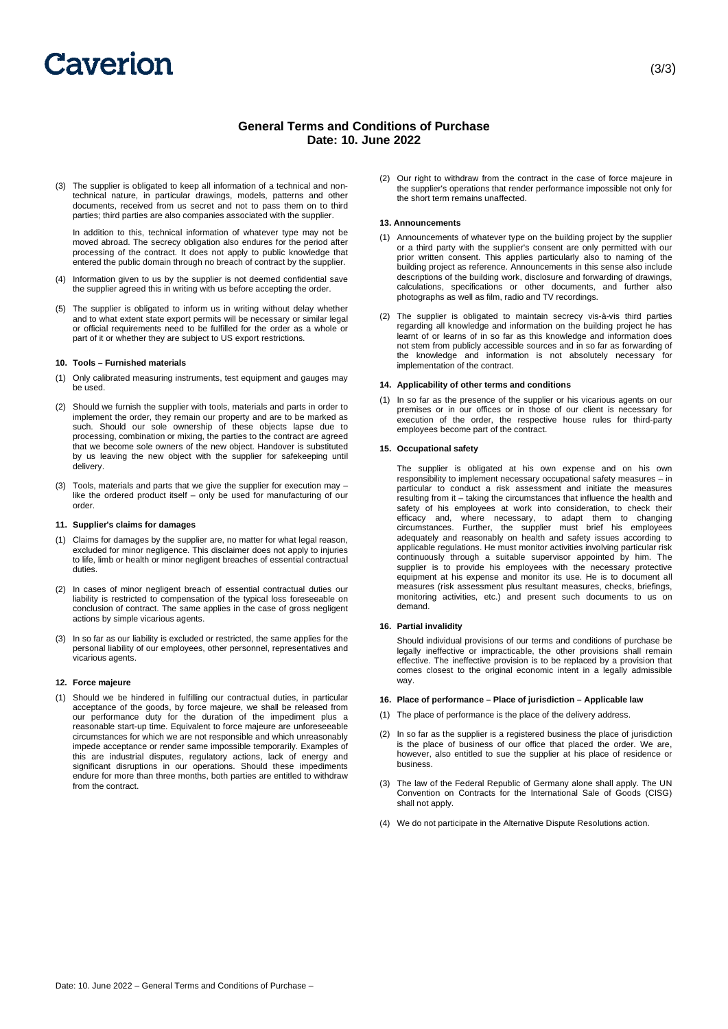## General Terms and Conditions of Purchase
## Date: 10. June 2022

(3) The supplier is obligated to keep all information of a technical and non-technical nature, in particular drawings, models, patterns and other documents, received from us secret and not to pass them on to third parties; third parties are also companies associated with the supplier.

In addition to this, technical information of whatever type may not be moved abroad. The secrecy obligation also endures for the period after processing of the contract. It does not apply to public knowledge that entered the public domain through no breach of contract by the supplier.

(4) Information given to us by the supplier is not deemed confidential save the supplier agreed this in writing with us before accepting the order.

(5) The supplier is obligated to inform us in writing without delay whether and to what extent state export permits will be necessary or similar legal or official requirements need to be fulfilled for the order as a whole or part of it or whether they are subject to US export restrictions.

#### 10. Tools – Furnished materials

(1) Only calibrated measuring instruments, test equipment and gauges may be used.

(2) Should we furnish the supplier with tools, materials and parts in order to implement the order, they remain our property and are to be marked as such. Should our sole ownership of these objects lapse due to processing, combination or mixing, the parties to the contract are agreed that we become sole owners of the new object. Handover is substituted by us leaving the new object with the supplier for safekeeping until delivery.

(3) Tools, materials and parts that we give the supplier for execution may – like the ordered product itself – only be used for manufacturing of our order.

#### 11. Supplier's claims for damages

(1) Claims for damages by the supplier are, no matter for what legal reason, excluded for minor negligence. This disclaimer does not apply to injuries to life, limb or health or minor negligent breaches of essential contractual duties.

(2) In cases of minor negligent breach of essential contractual duties our liability is restricted to compensation of the typical loss foreseeable on conclusion of contract. The same applies in the case of gross negligent actions by simple vicarious agents.

(3) In so far as our liability is excluded or restricted, the same applies for the personal liability of our employees, other personnel, representatives and vicarious agents.

#### 12. Force majeure

(1) Should we be hindered in fulfilling our contractual duties, in particular acceptance of the goods, by force majeure, we shall be released from our performance duty for the duration of the impediment plus a reasonable start-up time. Equivalent to force majeure are unforeseeable circumstances for which we are not responsible and which unreasonably impede acceptance or render same impossible temporarily. Examples of this are industrial disputes, regulatory actions, lack of energy and significant disruptions in our operations. Should these impediments endure for more than three months, both parties are entitled to withdraw from the contract.

(2) Our right to withdraw from the contract in the case of force majeure in the supplier's operations that render performance impossible not only for the short term remains unaffected.

#### 13. Announcements

(1) Announcements of whatever type on the building project by the supplier or a third party with the supplier's consent are only permitted with our prior written consent. This applies particularly also to naming of the building project as reference. Announcements in this sense also include descriptions of the building work, disclosure and forwarding of drawings, calculations, specifications or other documents, and further also photographs as well as film, radio and TV recordings.

(2) The supplier is obligated to maintain secrecy vis-à-vis third parties regarding all knowledge and information on the building project he has learnt of or learns of in so far as this knowledge and information does not stem from publicly accessible sources and in so far as forwarding of the knowledge and information is not absolutely necessary for implementation of the contract.

#### 14. Applicability of other terms and conditions

(1) In so far as the presence of the supplier or his vicarious agents on our premises or in our offices or in those of our client is necessary for execution of the order, the respective house rules for third-party employees become part of the contract.

#### 15. Occupational safety

The supplier is obligated at his own expense and on his own responsibility to implement necessary occupational safety measures – in particular to conduct a risk assessment and initiate the measures resulting from it – taking the circumstances that influence the health and safety of his employees at work into consideration, to check their efficacy and, where necessary, to adapt them to changing circumstances. Further, the supplier must brief his employees adequately and reasonably on health and safety issues according to applicable regulations. He must monitor activities involving particular risk continuously through a suitable supervisor appointed by him. The supplier is to provide his employees with the necessary protective equipment at his expense and monitor its use. He is to document all measures (risk assessment plus resultant measures, checks, briefings, monitoring activities, etc.) and present such documents to us on demand.

#### 16. Partial invalidity

Should individual provisions of our terms and conditions of purchase be legally ineffective or impracticable, the other provisions shall remain effective. The ineffective provision is to be replaced by a provision that comes closest to the original economic intent in a legally admissible way.

#### 16. Place of performance – Place of jurisdiction – Applicable law

(1) The place of performance is the place of the delivery address.

(2) In so far as the supplier is a registered business the place of jurisdiction is the place of business of our office that placed the order. We are, however, also entitled to sue the supplier at his place of residence or business.

(3) The law of the Federal Republic of Germany alone shall apply. The UN Convention on Contracts for the International Sale of Goods (CISG) shall not apply.

(4) We do not participate in the Alternative Dispute Resolutions action.